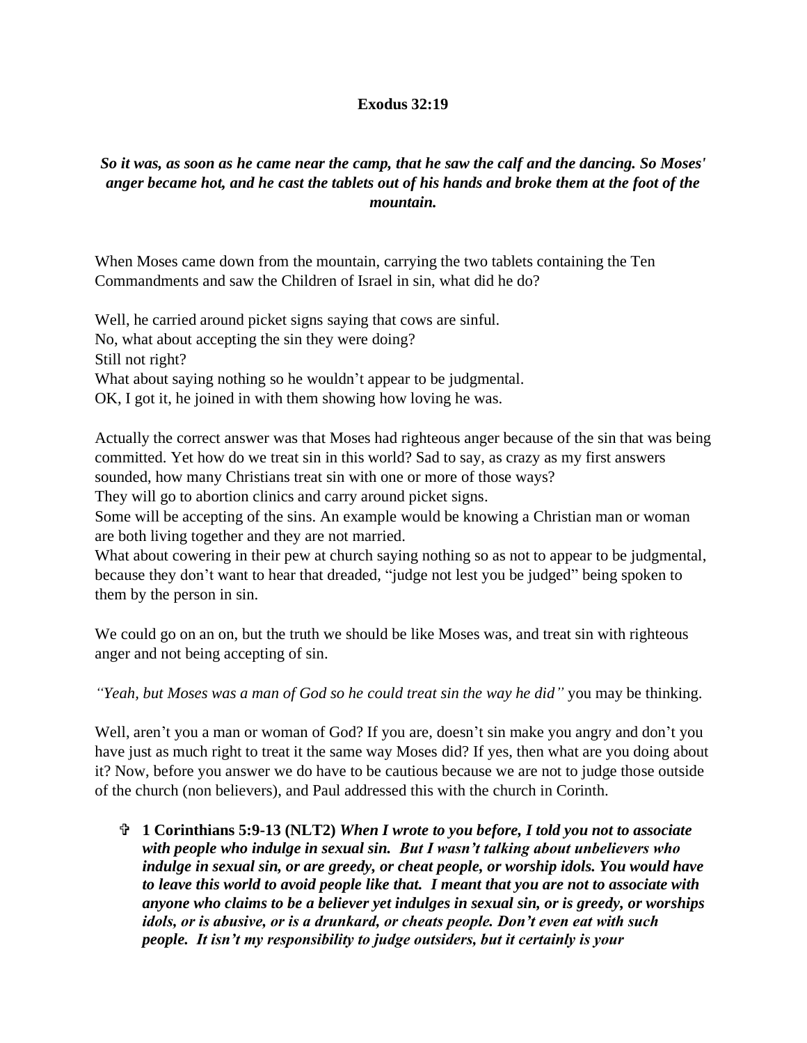**Exodus 32:19**

***So it was, as soon as he came near the camp, that he saw the calf and the dancing. So Moses' anger became hot, and he cast the tablets out of his hands and broke them at the foot of the mountain.***

When Moses came down from the mountain, carrying the two tablets containing the Ten Commandments and saw the Children of Israel in sin, what did he do?

Well, he carried around picket signs saying that cows are sinful.
No, what about accepting the sin they were doing?
Still not right?
What about saying nothing so he wouldn't appear to be judgmental.
OK, I got it, he joined in with them showing how loving he was.

Actually the correct answer was that Moses had righteous anger because of the sin that was being committed. Yet how do we treat sin in this world? Sad to say, as crazy as my first answers sounded, how many Christians treat sin with one or more of those ways?
They will go to abortion clinics and carry around picket signs.
Some will be accepting of the sins. An example would be knowing a Christian man or woman are both living together and they are not married.
What about cowering in their pew at church saying nothing so as not to appear to be judgmental, because they don't want to hear that dreaded, "judge not lest you be judged" being spoken to them by the person in sin.

We could go on an on, but the truth we should be like Moses was, and treat sin with righteous anger and not being accepting of sin.

*"Yeah, but Moses was a man of God so he could treat sin the way he did"* you may be thinking.

Well, aren't you a man or woman of God? If you are, doesn't sin make you angry and don't you have just as much right to treat it the same way Moses did? If yes, then what are you doing about it? Now, before you answer we do have to be cautious because we are not to judge those outside of the church (non believers), and Paul addressed this with the church in Corinth.

- ✞ **1 Corinthians 5:9-13 (NLT2)** ***When I wrote to you before, I told you not to associate with people who indulge in sexual sin. But I wasn't talking about unbelievers who indulge in sexual sin, or are greedy, or cheat people, or worship idols. You would have to leave this world to avoid people like that. I meant that you are not to associate with anyone who claims to be a believer yet indulges in sexual sin, or is greedy, or worships idols, or is abusive, or is a drunkard, or cheats people. Don't even eat with such people. It isn't my responsibility to judge outsiders, but it certainly is your***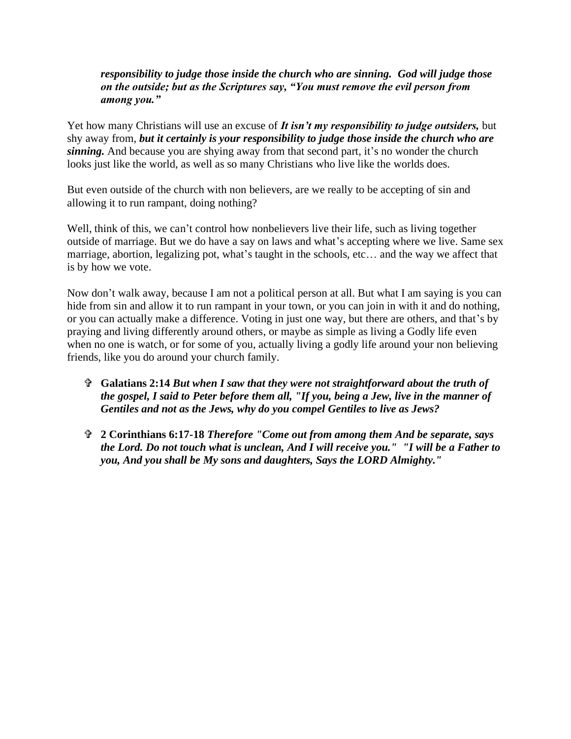***responsibility to judge those inside the church who are sinning. God will judge those on the outside; but as the Scriptures say, "You must remove the evil person from among you."***

Yet how many Christians will use an excuse of ***It isn't my responsibility to judge outsiders,*** but shy away from, ***but it certainly is your responsibility to judge those inside the church who are sinning.*** And because you are shying away from that second part, it's no wonder the church looks just like the world, as well as so many Christians who live like the worlds does.

But even outside of the church with non believers, are we really to be accepting of sin and allowing it to run rampant, doing nothing?

Well, think of this, we can't control how nonbelievers live their life, such as living together outside of marriage. But we do have a say on laws and what's accepting where we live. Same sex marriage, abortion, legalizing pot, what's taught in the schools, etc… and the way we affect that is by how we vote.

Now don't walk away, because I am not a political person at all. But what I am saying is you can hide from sin and allow it to run rampant in your town, or you can join in with it and do nothing, or you can actually make a difference. Voting in just one way, but there are others, and that's by praying and living differently around others, or maybe as simple as living a Godly life even when no one is watch, or for some of you, actually living a godly life around your non believing friends, like you do around your church family.

- ✞ **Galatians 2:14** ***But when I saw that they were not straightforward about the truth of the gospel, I said to Peter before them all, "If you, being a Jew, live in the manner of Gentiles and not as the Jews, why do you compel Gentiles to live as Jews?***
- ✞ **2 Corinthians 6:17-18** ***Therefore "Come out from among them And be separate, says the Lord. Do not touch what is unclean, And I will receive you." "I will be a Father to you, And you shall be My sons and daughters, Says the LORD Almighty."***